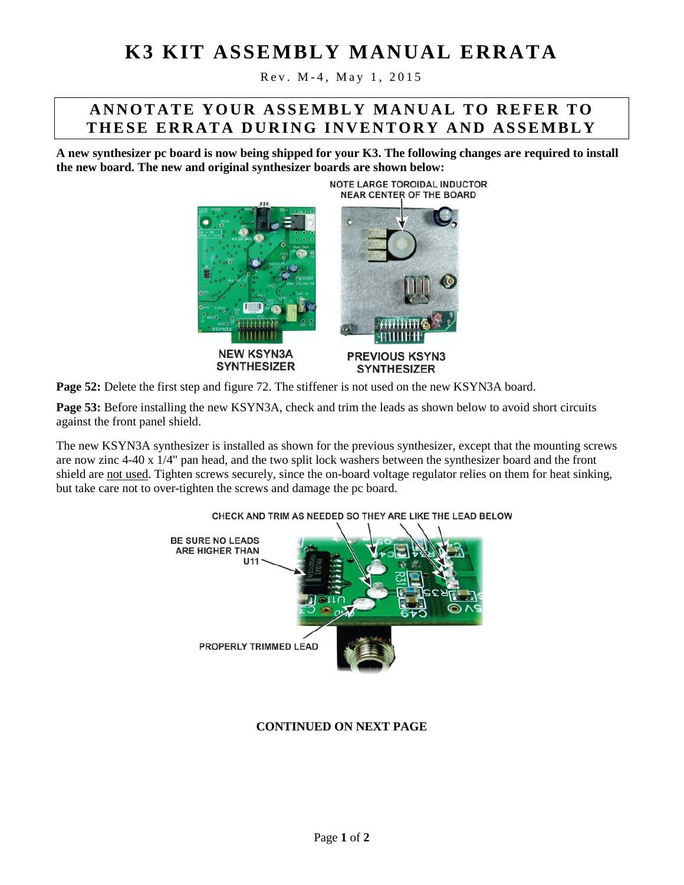# K3 KIT ASSEMBLY MANUAL ERRATA

Rev. M-4, May 1, 2015

## ANNOTATE YOUR ASSEMBLY MANUAL TO REFER TO THESE ERRATA DURING INVENTORY AND ASSEMBLY

**A new synthesizer pc board is now being shipped for your K3. The following changes are required to install the new board. The new and original synthesizer boards are shown below:**

NOTE LARGE TOROIDAL INDUCTOR NEAR CENTER OF THE BOARD

NEW KSYN3A SYNTHESIZER

PREVIOUS KSYN3 SYNTHESIZER

**Page 52:** Delete the first step and figure 72. The stiffener is not used on the new KSYN3A board.

**Page 53:** Before installing the new KSYN3A, check and trim the leads as shown below to avoid short circuits against the front panel shield.

The new KSYN3A synthesizer is installed as shown for the previous synthesizer, except that the mounting screws are now zinc 4-40 x 1/4" pan head, and the two split lock washers between the synthesizer board and the front shield are <u>not used</u>. Tighten screws securely, since the on-board voltage regulator relies on them for heat sinking, but take care not to over-tighten the screws and damage the pc board.

CHECK AND TRIM AS NEEDED SO THEY ARE LIKE THE LEAD BELOW

BE SURE NO LEADS ARE HIGHER THAN U11

PROPERLY TRIMMED LEAD

**CONTINUED ON NEXT PAGE**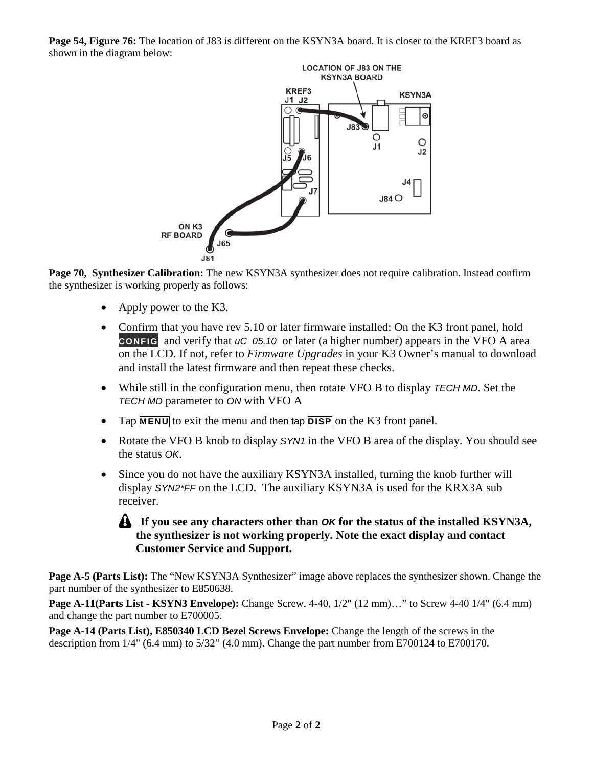**Page 54, Figure 76:** The location of J83 is different on the KSYN3A board. It is closer to the KREF3 board as shown in the diagram below:

LOCATION OF J83 ON THE KSYN3A BOARD

KREF3
J1 J2
J5 J6
J7
KSYN3A
J83
J1
J2
J4
J84
ON K3 RF BOARD
J65
J81

**Page 70, Synthesizer Calibration:** The new KSYN3A synthesizer does not require calibration. Instead confirm the synthesizer is working properly as follows:

- Apply power to the K3.
- Confirm that you have rev 5.10 or later firmware installed: On the K3 front panel, hold **CONFIG** and verify that *uC 05.10* or later (a higher number) appears in the VFO A area on the LCD. If not, refer to *Firmware Upgrades* in your K3 Owner's manual to download and install the latest firmware and then repeat these checks.
- While still in the configuration menu, then rotate VFO B to display *TECH MD*. Set the *TECH MD* parameter to *ON* with VFO A
- Tap **MENU** to exit the menu and then tap **DISP** on the K3 front panel.
- Rotate the VFO B knob to display *SYN1* in the VFO B area of the display. You should see the status *OK*.
- Since you do not have the auxiliary KSYN3A installed, turning the knob further will display *SYN2*FF* on the LCD. The auxiliary KSYN3A is used for the KRX3A sub receiver.

  **If you see any characters other than *OK* for the status of the installed KSYN3A, the synthesizer is not working properly. Note the exact display and contact Customer Service and Support.**

**Page A-5 (Parts List):** The "New KSYN3A Synthesizer" image above replaces the synthesizer shown. Change the part number of the synthesizer to E850638.

**Page A-11(Parts List - KSYN3 Envelope):** Change Screw, 4-40, 1/2" (12 mm)…" to Screw 4-40 1/4" (6.4 mm) and change the part number to E700005.

**Page A-14 (Parts List), E850340 LCD Bezel Screws Envelope:** Change the length of the screws in the description from 1/4" (6.4 mm) to 5/32" (4.0 mm). Change the part number from E700124 to E700170.